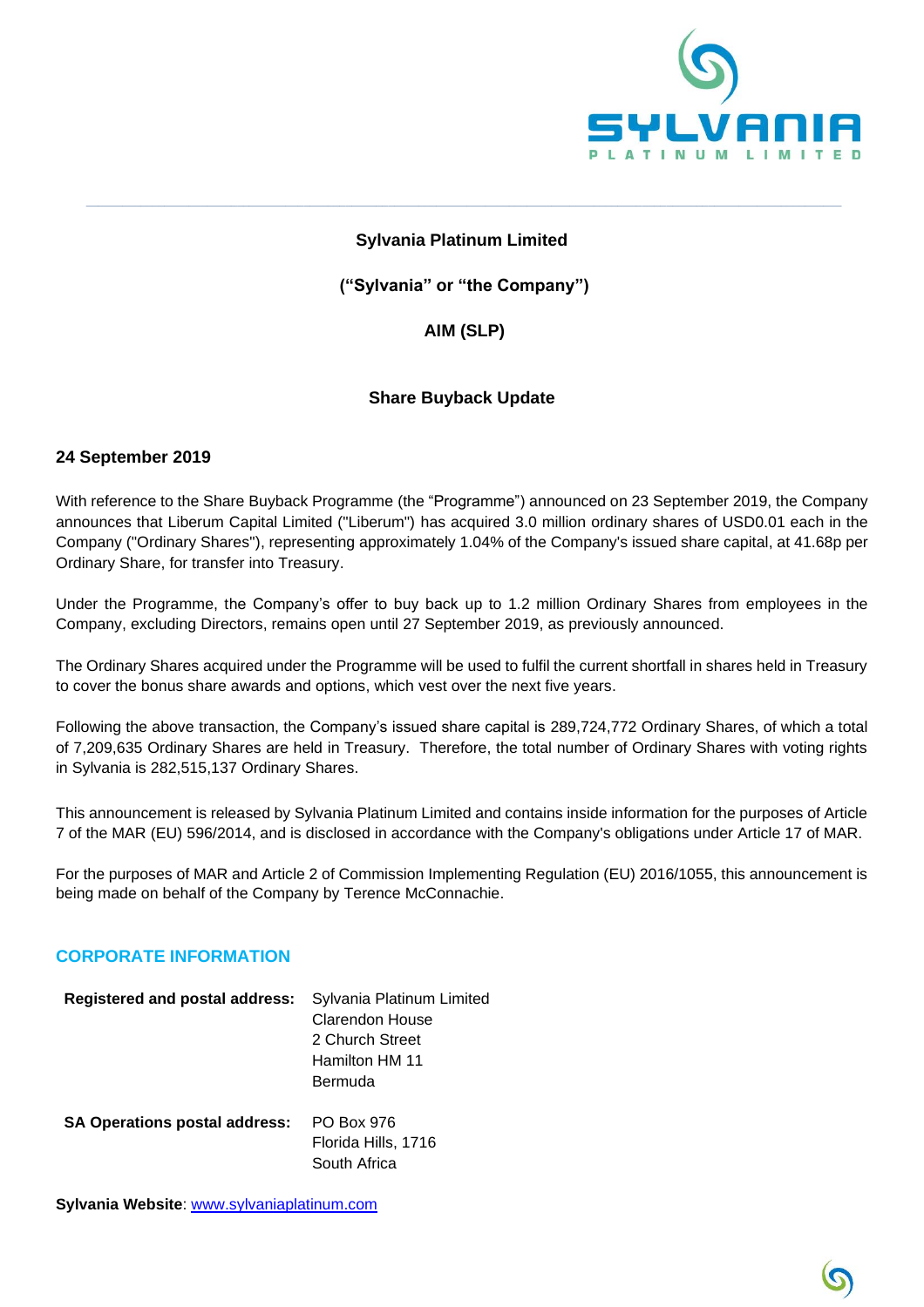**Sylvania Platinum Limited**

**("Sylvania" or "the Company")**

**AIM (SLP)**

**Share Buyback Update**

**24 September 2019**

With reference to the Share Buyback Programme (the "Programme") announced on 23 September 2019, the Company announces that Liberum Capital Limited ("Liberum") has acquired 3.0 million ordinary shares of USD0.01 each in the Company ("Ordinary Shares"), representing approximately 1.04% of the Company's issued share capital, at 41.68p per Ordinary Share, for transfer into Treasury.

Under the Programme, the Company's offer to buy back up to 1.2 million Ordinary Shares from employees in the Company, excluding Directors, remains open until 27 September 2019, as previously announced.

The Ordinary Shares acquired under the Programme will be used to fulfil the current shortfall in shares held in Treasury to cover the bonus share awards and options, which vest over the next five years.

Following the above transaction, the Company's issued share capital is 289,724,772 Ordinary Shares, of which a total of 7,209,635 Ordinary Shares are held in Treasury. Therefore, the total number of Ordinary Shares with voting rights in Sylvania is 282,515,137 Ordinary Shares.

This announcement is released by Sylvania Platinum Limited and contains inside information for the purposes of Article 7 of the MAR (EU) 596/2014, and is disclosed in accordance with the Company's obligations under Article 17 of MAR.

For the purposes of MAR and Article 2 of Commission Implementing Regulation (EU) 2016/1055, this announcement is being made on behalf of the Company by Terence McConnachie.

## CORPORATE INFORMATION

**Registered and postal address:** Sylvania Platinum Limited
Clarendon House
2 Church Street
Hamilton HM 11
Bermuda

**SA Operations postal address:** PO Box 976
Florida Hills, 1716
South Africa

**Sylvania Website**: www.sylvaniaplatinum.com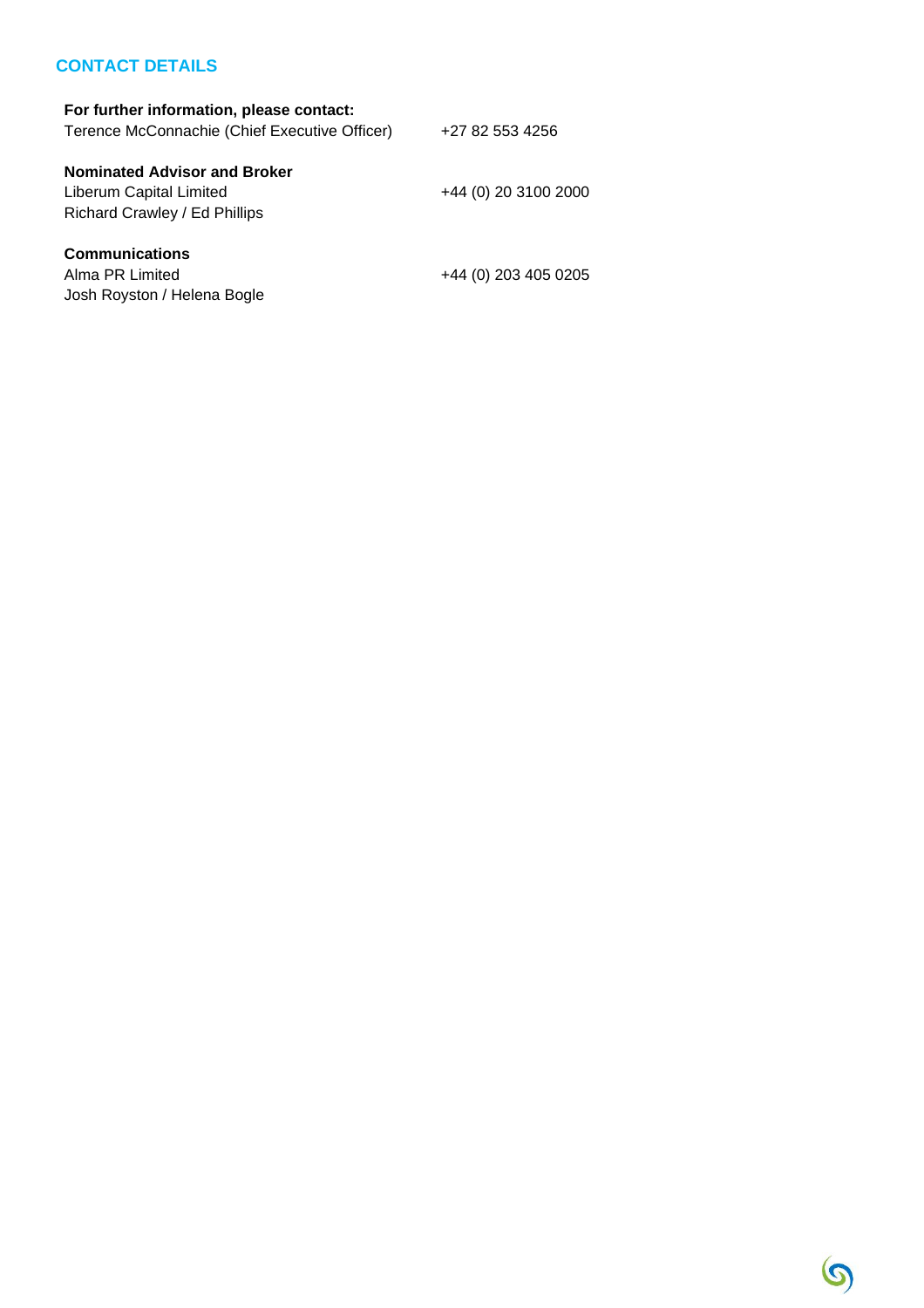## CONTACT DETAILS

| | |
|---|---|
| **For further information, please contact:** | |
| Terence McConnachie (Chief Executive Officer) | +27 82 553 4256 |
| | |
| **Nominated Advisor and Broker** | |
| Liberum Capital Limited | +44 (0) 20 3100 2000 |
| Richard Crawley / Ed Phillips | |
| | |
| **Communications** | |
| Alma PR Limited | +44 (0) 203 405 0205 |
| Josh Royston / Helena Bogle | |